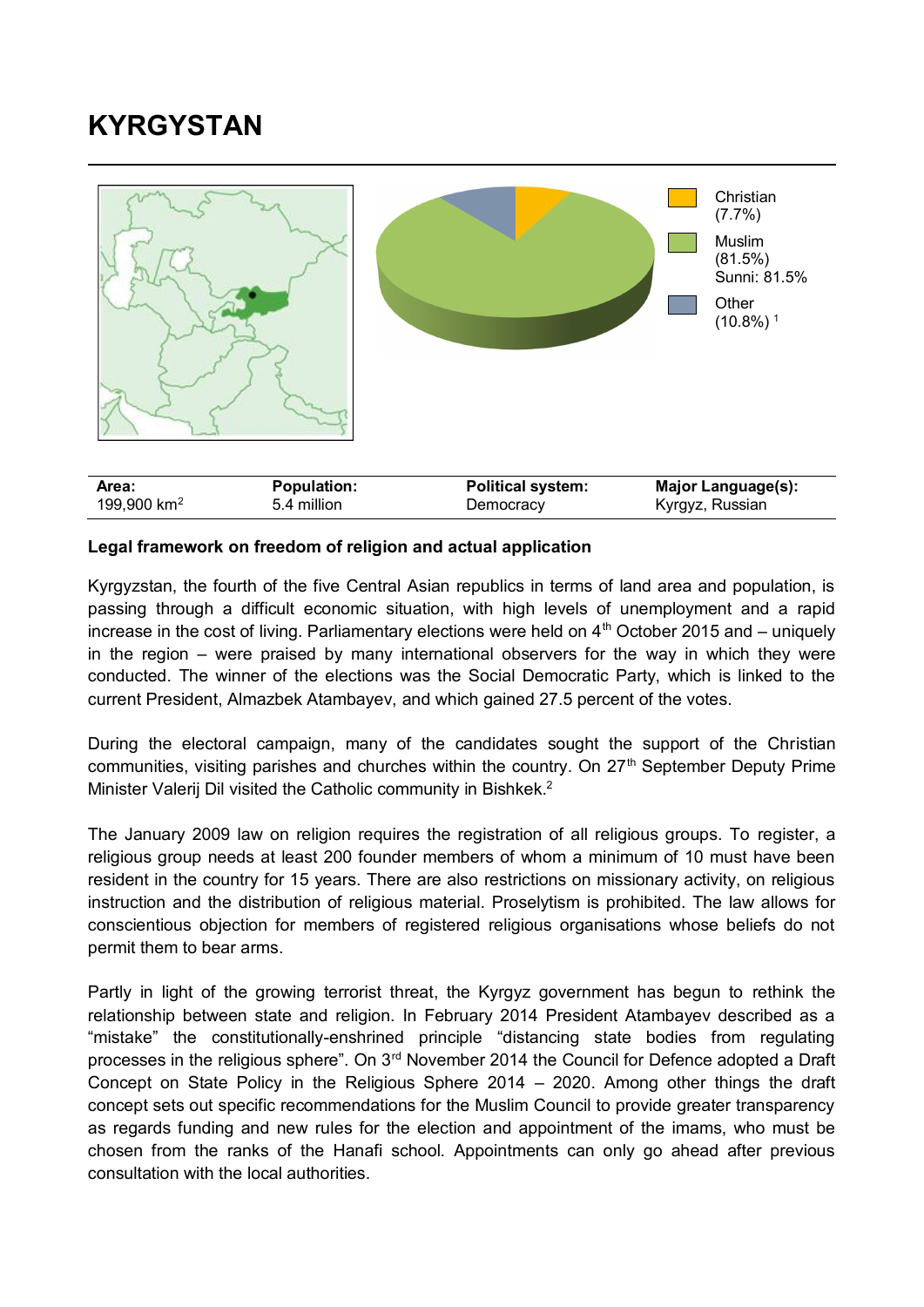# KYRGYSTAN

Christian (7.7%)

Muslim (81.5%) Sunni: 81.5%

Other (10.8%) [1]

| Area: | Population: | Political system: | Major Language(s): |
|---|---|---|---|
| 199,900 km$^2$ | 5.4 million | Democracy | Kyrgyz, Russian |

**Legal framework on freedom of religion and actual application**

Kyrgyzstan, the fourth of the five Central Asian republics in terms of land area and population, is passing through a difficult economic situation, with high levels of unemployment and a rapid increase in the cost of living. Parliamentary elections were held on 4th October 2015 and – uniquely in the region – were praised by many international observers for the way in which they were conducted. The winner of the elections was the Social Democratic Party, which is linked to the current President, Almazbek Atambayev, and which gained 27.5 percent of the votes.

During the electoral campaign, many of the candidates sought the support of the Christian communities, visiting parishes and churches within the country. On 27th September Deputy Prime Minister Valerij Dil visited the Catholic community in Bishkek.[2]

The January 2009 law on religion requires the registration of all religious groups. To register, a religious group needs at least 200 founder members of whom a minimum of 10 must have been resident in the country for 15 years. There are also restrictions on missionary activity, on religious instruction and the distribution of religious material. Proselytism is prohibited. The law allows for conscientious objection for members of registered religious organisations whose beliefs do not permit them to bear arms.

Partly in light of the growing terrorist threat, the Kyrgyz government has begun to rethink the relationship between state and religion. In February 2014 President Atambayev described as a "mistake" the constitutionally-enshrined principle "distancing state bodies from regulating processes in the religious sphere". On 3rd November 2014 the Council for Defence adopted a Draft Concept on State Policy in the Religious Sphere 2014 – 2020. Among other things the draft concept sets out specific recommendations for the Muslim Council to provide greater transparency as regards funding and new rules for the election and appointment of the imams, who must be chosen from the ranks of the Hanafi school. Appointments can only go ahead after previous consultation with the local authorities.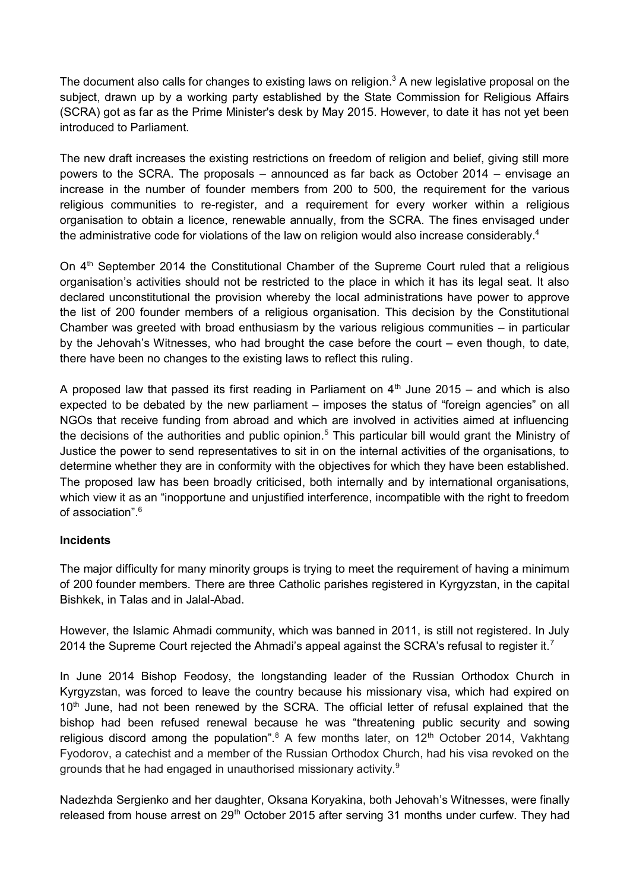The document also calls for changes to existing laws on religion.[3] A new legislative proposal on the subject, drawn up by a working party established by the State Commission for Religious Affairs (SCRA) got as far as the Prime Minister's desk by May 2015. However, to date it has not yet been introduced to Parliament.

The new draft increases the existing restrictions on freedom of religion and belief, giving still more powers to the SCRA. The proposals – announced as far back as October 2014 – envisage an increase in the number of founder members from 200 to 500, the requirement for the various religious communities to re-register, and a requirement for every worker within a religious organisation to obtain a licence, renewable annually, from the SCRA. The fines envisaged under the administrative code for violations of the law on religion would also increase considerably.[4]

On 4th September 2014 the Constitutional Chamber of the Supreme Court ruled that a religious organisation's activities should not be restricted to the place in which it has its legal seat. It also declared unconstitutional the provision whereby the local administrations have power to approve the list of 200 founder members of a religious organisation. This decision by the Constitutional Chamber was greeted with broad enthusiasm by the various religious communities – in particular by the Jehovah's Witnesses, who had brought the case before the court – even though, to date, there have been no changes to the existing laws to reflect this ruling.

A proposed law that passed its first reading in Parliament on 4th June 2015 – and which is also expected to be debated by the new parliament – imposes the status of "foreign agencies" on all NGOs that receive funding from abroad and which are involved in activities aimed at influencing the decisions of the authorities and public opinion.[5] This particular bill would grant the Ministry of Justice the power to send representatives to sit in on the internal activities of the organisations, to determine whether they are in conformity with the objectives for which they have been established. The proposed law has been broadly criticised, both internally and by international organisations, which view it as an "inopportune and unjustified interference, incompatible with the right to freedom of association".[6]

**Incidents**

The major difficulty for many minority groups is trying to meet the requirement of having a minimum of 200 founder members. There are three Catholic parishes registered in Kyrgyzstan, in the capital Bishkek, in Talas and in Jalal-Abad.

However, the Islamic Ahmadi community, which was banned in 2011, is still not registered. In July 2014 the Supreme Court rejected the Ahmadi's appeal against the SCRA's refusal to register it.[7]

In June 2014 Bishop Feodosy, the longstanding leader of the Russian Orthodox Church in Kyrgyzstan, was forced to leave the country because his missionary visa, which had expired on 10th June, had not been renewed by the SCRA. The official letter of refusal explained that the bishop had been refused renewal because he was "threatening public security and sowing religious discord among the population".[8] A few months later, on 12th October 2014, Vakhtang Fyodorov, a catechist and a member of the Russian Orthodox Church, had his visa revoked on the grounds that he had engaged in unauthorised missionary activity.[9]

Nadezhda Sergienko and her daughter, Oksana Koryakina, both Jehovah's Witnesses, were finally released from house arrest on 29th October 2015 after serving 31 months under curfew. They had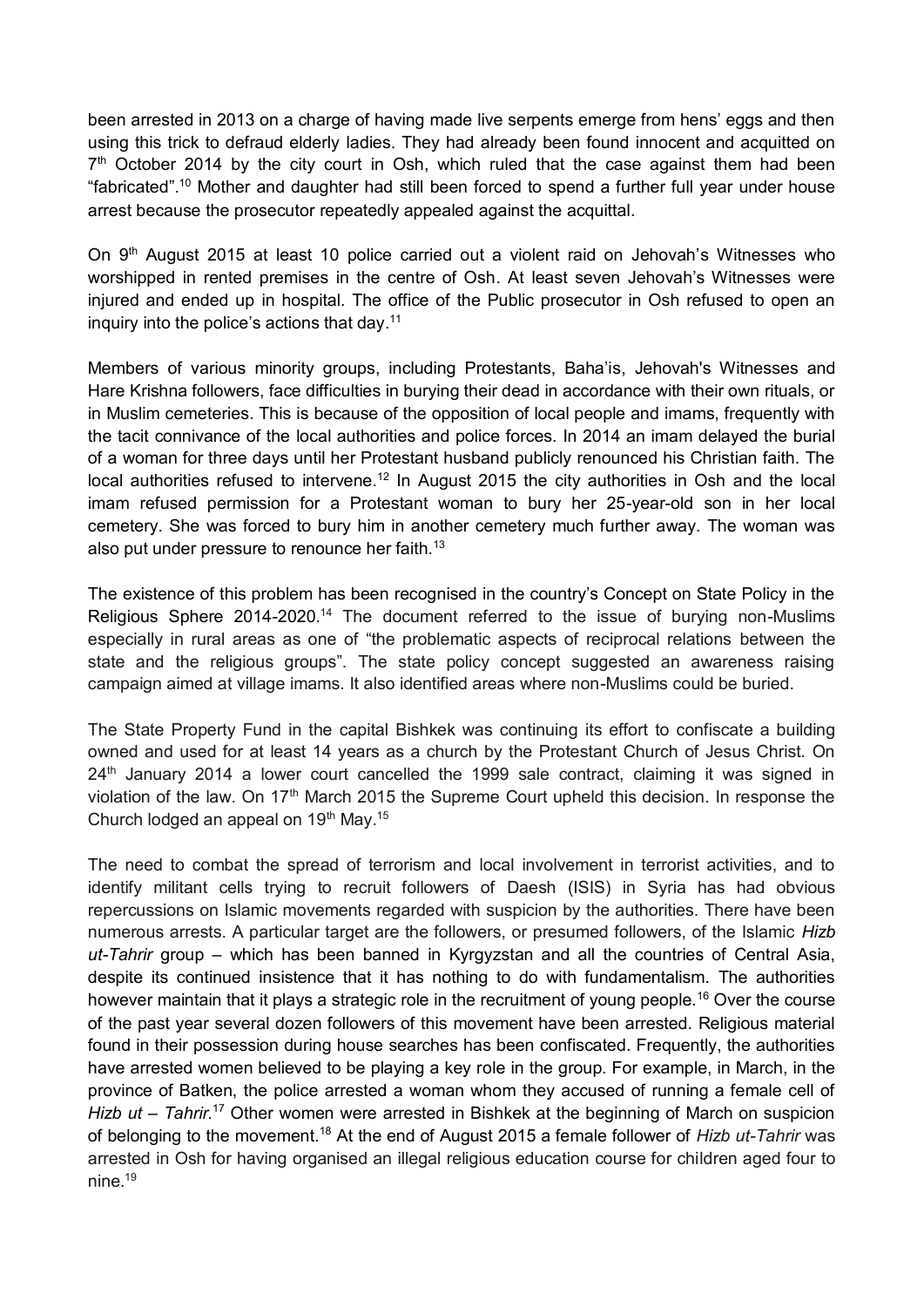been arrested in 2013 on a charge of having made live serpents emerge from hens' eggs and then using this trick to defraud elderly ladies. They had already been found innocent and acquitted on 7th October 2014 by the city court in Osh, which ruled that the case against them had been "fabricated".[10] Mother and daughter had still been forced to spend a further full year under house arrest because the prosecutor repeatedly appealed against the acquittal.

On 9th August 2015 at least 10 police carried out a violent raid on Jehovah's Witnesses who worshipped in rented premises in the centre of Osh. At least seven Jehovah's Witnesses were injured and ended up in hospital. The office of the Public prosecutor in Osh refused to open an inquiry into the police's actions that day.[11]

Members of various minority groups, including Protestants, Baha'is, Jehovah's Witnesses and Hare Krishna followers, face difficulties in burying their dead in accordance with their own rituals, or in Muslim cemeteries. This is because of the opposition of local people and imams, frequently with the tacit connivance of the local authorities and police forces. In 2014 an imam delayed the burial of a woman for three days until her Protestant husband publicly renounced his Christian faith. The local authorities refused to intervene.[12] In August 2015 the city authorities in Osh and the local imam refused permission for a Protestant woman to bury her 25-year-old son in her local cemetery. She was forced to bury him in another cemetery much further away. The woman was also put under pressure to renounce her faith.[13]

The existence of this problem has been recognised in the country's Concept on State Policy in the Religious Sphere 2014-2020.[14] The document referred to the issue of burying non-Muslims especially in rural areas as one of "the problematic aspects of reciprocal relations between the state and the religious groups". The state policy concept suggested an awareness raising campaign aimed at village imams. It also identified areas where non-Muslims could be buried.

The State Property Fund in the capital Bishkek was continuing its effort to confiscate a building owned and used for at least 14 years as a church by the Protestant Church of Jesus Christ. On 24th January 2014 a lower court cancelled the 1999 sale contract, claiming it was signed in violation of the law. On 17th March 2015 the Supreme Court upheld this decision. In response the Church lodged an appeal on 19th May.[15]

The need to combat the spread of terrorism and local involvement in terrorist activities, and to identify militant cells trying to recruit followers of Daesh (ISIS) in Syria has had obvious repercussions on Islamic movements regarded with suspicion by the authorities. There have been numerous arrests. A particular target are the followers, or presumed followers, of the Islamic *Hizb ut-Tahrir* group – which has been banned in Kyrgyzstan and all the countries of Central Asia, despite its continued insistence that it has nothing to do with fundamentalism. The authorities however maintain that it plays a strategic role in the recruitment of young people.[16] Over the course of the past year several dozen followers of this movement have been arrested. Religious material found in their possession during house searches has been confiscated. Frequently, the authorities have arrested women believed to be playing a key role in the group. For example, in March, in the province of Batken, the police arrested a woman whom they accused of running a female cell of *Hizb ut – Tahrir*.[17] Other women were arrested in Bishkek at the beginning of March on suspicion of belonging to the movement.[18] At the end of August 2015 a female follower of *Hizb ut-Tahrir* was arrested in Osh for having organised an illegal religious education course for children aged four to nine.[19]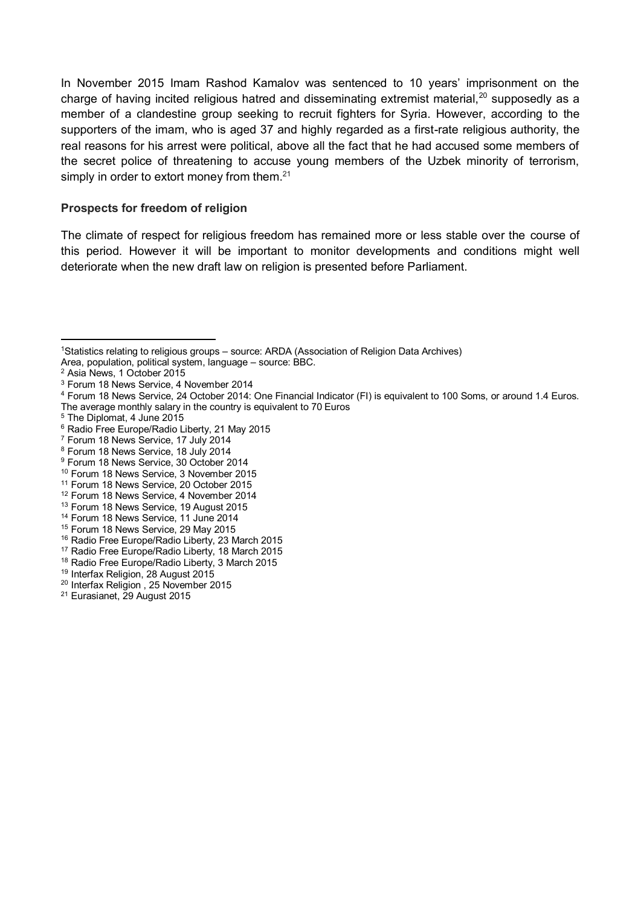In November 2015 Imam Rashod Kamalov was sentenced to 10 years' imprisonment on the charge of having incited religious hatred and disseminating extremist material,[20] supposedly as a member of a clandestine group seeking to recruit fighters for Syria. However, according to the supporters of the imam, who is aged 37 and highly regarded as a first-rate religious authority, the real reasons for his arrest were political, above all the fact that he had accused some members of the secret police of threatening to accuse young members of the Uzbek minority of terrorism, simply in order to extort money from them.[21]

**Prospects for freedom of religion**

The climate of respect for religious freedom has remained more or less stable over the course of this period. However it will be important to monitor developments and conditions might well deteriorate when the new draft law on religion is presented before Parliament.

---

[1] Statistics relating to religious groups – source: ARDA (Association of Religion Data Archives)
Area, population, political system, language – source: BBC.

[2] Asia News, 1 October 2015

[3] Forum 18 News Service, 4 November 2014

[4] Forum 18 News Service, 24 October 2014: One Financial Indicator (FI) is equivalent to 100 Soms, or around 1.4 Euros. The average monthly salary in the country is equivalent to 70 Euros

[5] The Diplomat, 4 June 2015

[6] Radio Free Europe/Radio Liberty, 21 May 2015

[7] Forum 18 News Service, 17 July 2014

[8] Forum 18 News Service, 18 July 2014

[9] Forum 18 News Service, 30 October 2014

[10] Forum 18 News Service, 3 November 2015

[11] Forum 18 News Service, 20 October 2015

[12] Forum 18 News Service, 4 November 2014

[13] Forum 18 News Service, 19 August 2015

[14] Forum 18 News Service, 11 June 2014

[15] Forum 18 News Service, 29 May 2015

[16] Radio Free Europe/Radio Liberty, 23 March 2015

[17] Radio Free Europe/Radio Liberty, 18 March 2015

[18] Radio Free Europe/Radio Liberty, 3 March 2015

[19] Interfax Religion, 28 August 2015

[20] Interfax Religion , 25 November 2015

[21] Eurasianet, 29 August 2015